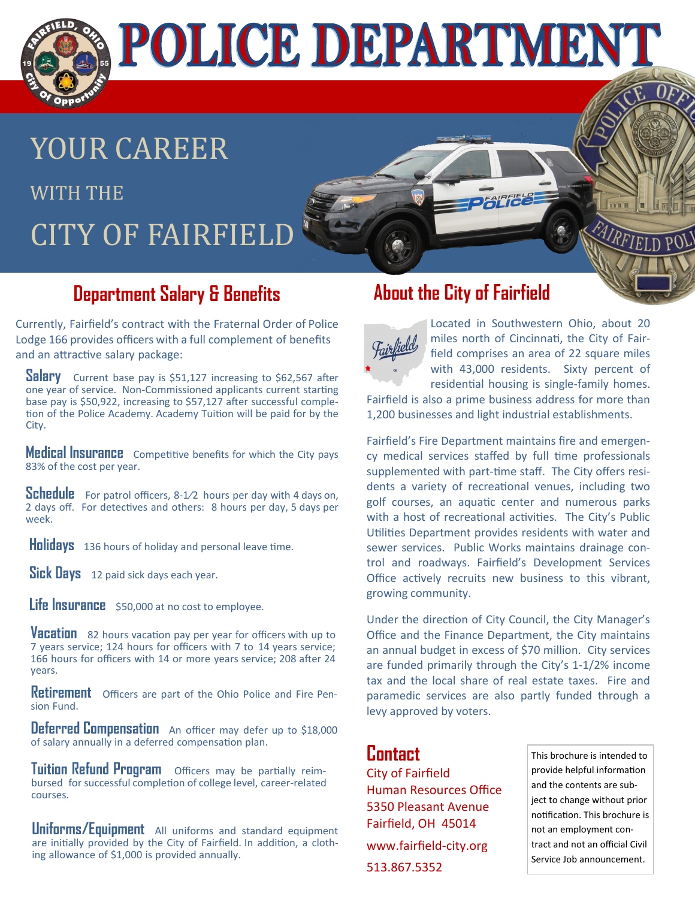# POLICE DEPARTMENT

## YOUR CAREER WITH THE CITY OF FAIRFIELD

## Department Salary & Benefits

Currently, Fairfield's contract with the Fraternal Order of Police Lodge 166 provides officers with a full complement of benefits and an attractive salary package:

**Salary** Current base pay is $51,127 increasing to $62,567 after one year of service. Non-Commissioned applicants current starting base pay is $50,922, increasing to $57,127 after successful completion of the Police Academy. Academy Tuition will be paid for by the City.

**Medical Insurance** Competitive benefits for which the City pays 83% of the cost per year.

**Schedule** For patrol officers, 8-1⁄2 hours per day with 4 days on, 2 days off. For detectives and others: 8 hours per day, 5 days per week.

**Holidays** 136 hours of holiday and personal leave time.

**Sick Days** 12 paid sick days each year.

**Life Insurance** $50,000 at no cost to employee.

**Vacation** 82 hours vacation pay per year for officers with up to 7 years service; 124 hours for officers with 7 to 14 years service; 166 hours for officers with 14 or more years service; 208 after 24 years.

**Retirement** Officers are part of the Ohio Police and Fire Pension Fund.

**Deferred Compensation** An officer may defer up to $18,000 of salary annually in a deferred compensation plan.

**Tuition Refund Program** Officers may be partially reimbursed for successful completion of college level, career-related courses.

**Uniforms/Equipment** All uniforms and standard equipment are initially provided by the City of Fairfield. In addition, a clothing allowance of $1,000 is provided annually.

## About the City of Fairfield

Located in Southwestern Ohio, about 20 miles north of Cincinnati, the City of Fairfield comprises an area of 22 square miles with 43,000 residents. Sixty percent of residential housing is single-family homes. Fairfield is also a prime business address for more than 1,200 businesses and light industrial establishments.

Fairfield's Fire Department maintains fire and emergency medical services staffed by full time professionals supplemented with part-time staff. The City offers residents a variety of recreational venues, including two golf courses, an aquatic center and numerous parks with a host of recreational activities. The City's Public Utilities Department provides residents with water and sewer services. Public Works maintains drainage control and roadways. Fairfield's Development Services Office actively recruits new business to this vibrant, growing community.

Under the direction of City Council, the City Manager's Office and the Finance Department, the City maintains an annual budget in excess of $70 million. City services are funded primarily through the City's 1-1/2% income tax and the local share of real estate taxes. Fire and paramedic services are also partly funded through a levy approved by voters.

## Contact

City of Fairfield
Human Resources Office
5350 Pleasant Avenue
Fairfield, OH 45014

www.fairfield-city.org

513.867.5352

This brochure is intended to provide helpful information and the contents are subject to change without prior notification. This brochure is not an employment contract and not an official Civil Service Job announcement.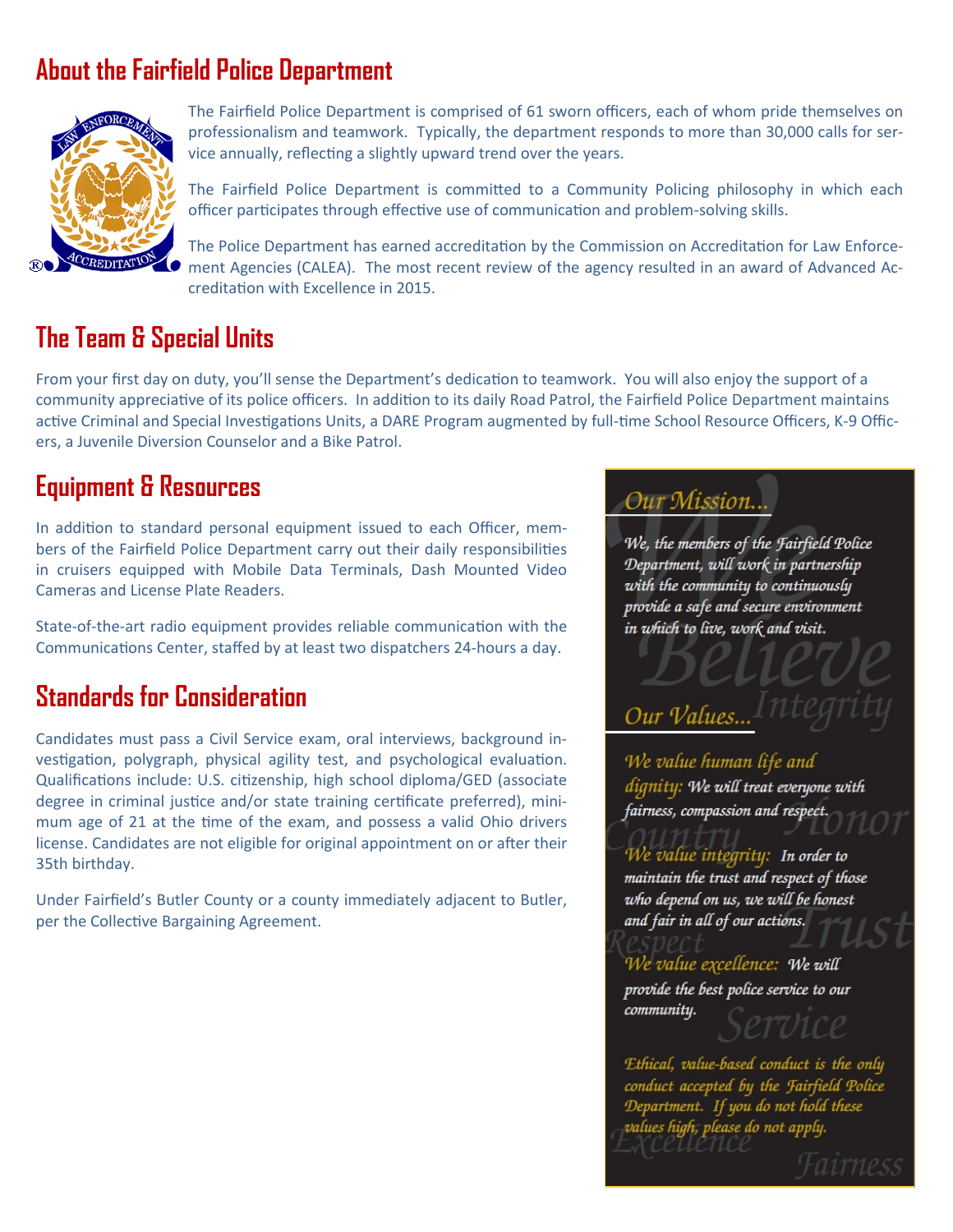## About the Fairfield Police Department

The Fairfield Police Department is comprised of 61 sworn officers, each of whom pride themselves on professionalism and teamwork. Typically, the department responds to more than 30,000 calls for service annually, reflecting a slightly upward trend over the years.

The Fairfield Police Department is committed to a Community Policing philosophy in which each officer participates through effective use of communication and problem-solving skills.

The Police Department has earned accreditation by the Commission on Accreditation for Law Enforcement Agencies (CALEA). The most recent review of the agency resulted in an award of Advanced Accreditation with Excellence in 2015.

## The Team & Special Units

From your first day on duty, you'll sense the Department's dedication to teamwork. You will also enjoy the support of a community appreciative of its police officers. In addition to its daily Road Patrol, the Fairfield Police Department maintains active Criminal and Special Investigations Units, a DARE Program augmented by full-time School Resource Officers, K-9 Officers, a Juvenile Diversion Counselor and a Bike Patrol.

## Equipment & Resources

In addition to standard personal equipment issued to each Officer, members of the Fairfield Police Department carry out their daily responsibilities in cruisers equipped with Mobile Data Terminals, Dash Mounted Video Cameras and License Plate Readers.

State-of-the-art radio equipment provides reliable communication with the Communications Center, staffed by at least two dispatchers 24-hours a day.

## Standards for Consideration

Candidates must pass a Civil Service exam, oral interviews, background investigation, polygraph, physical agility test, and psychological evaluation. Qualifications include: U.S. citizenship, high school diploma/GED (associate degree in criminal justice and/or state training certificate preferred), minimum age of 21 at the time of the exam, and possess a valid Ohio drivers license. Candidates are not eligible for original appointment on or after their 35th birthday.

Under Fairfield's Butler County or a county immediately adjacent to Butler, per the Collective Bargaining Agreement.

### *Our Mission...*

*We, the members of the Fairfield Police Department, will work in partnership with the community to continuously provide a safe and secure environment in which to live, work and visit.*

### *Our Values...*

*We value human life and dignity:* *We will treat everyone with fairness, compassion and respect.*

*We value integrity:* *In order to maintain the trust and respect of those who depend on us, we will be honest and fair in all of our actions.*

*We value excellence:* *We will provide the best police service to our community.*

*Ethical, value-based conduct is the only conduct accepted by the Fairfield Police Department. If you do not hold these values high, please do not apply.*